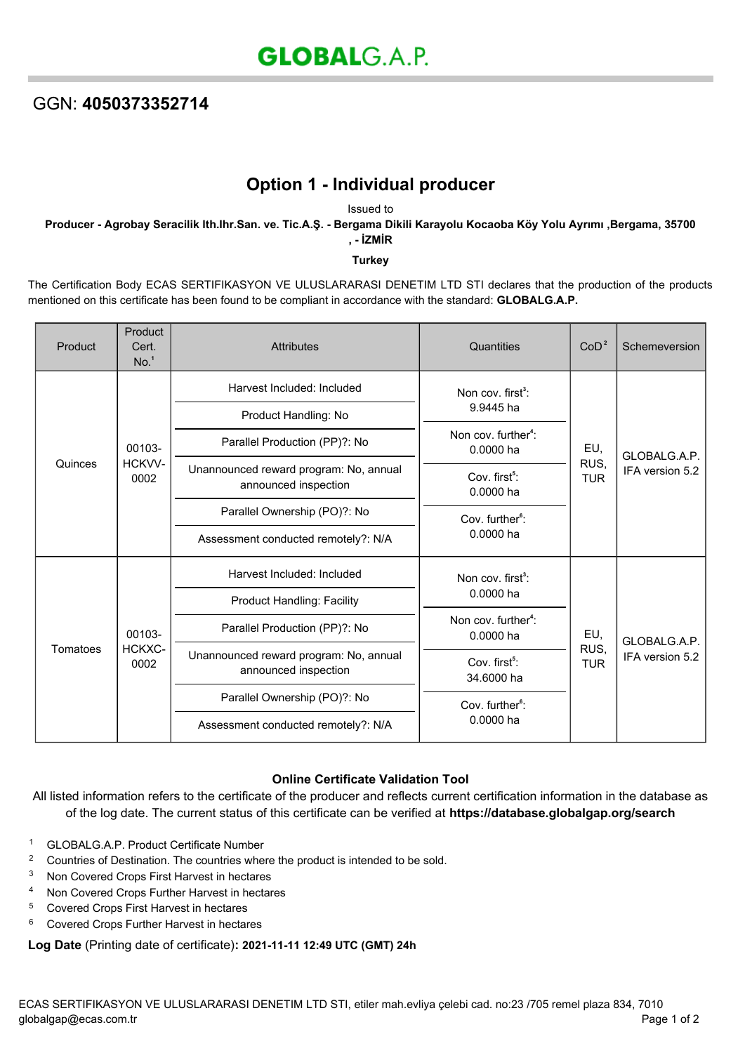# GLOBALG.A.P.

## GGN: **4050373352714**

## Option 1 - Individual producer

Issued to

**Producer - Agrobay Seracilik Ith.Ihr.San. ve. Tic.A.Ş. - Bergama Dikili Karayolu Kocaoba Köy Yolu Ayrımı ,Bergama, 35700 , - İZMİR**

**Turkey**

The Certification Body ECAS SERTIFIKASYON VE ULUSLARARASI DENETIM LTD STI declares that the production of the products mentioned on this certificate has been found to be compliant in accordance with the standard: **GLOBALG.A.P.**

| Product | Product Cert. No.[1] | Attributes | Quantities | CoD[2] | Schemeversion |
|---|---|---|---|---|---|
| Quinces | 00103-HCKVV-0002 | Harvest Included: Included<br>Product Handling: No<br>Parallel Production (PP)?: No<br>Unannounced reward program: No, annual announced inspection<br>Parallel Ownership (PO)?: No<br>Assessment conducted remotely?: N/A | Non cov. first[3]: 9.9445 ha<br>Non cov. further[4]: 0.0000 ha<br>Cov. first[5]: 0.0000 ha<br>Cov. further[6]: 0.0000 ha | EU, RUS, TUR | GLOBALG.A.P. IFA version 5.2 |
| Tomatoes | 00103-HCKXC-0002 | Harvest Included: Included<br>Product Handling: Facility<br>Parallel Production (PP)?: No<br>Unannounced reward program: No, annual announced inspection<br>Parallel Ownership (PO)?: No<br>Assessment conducted remotely?: N/A | Non cov. first[3]: 0.0000 ha<br>Non cov. further[4]: 0.0000 ha<br>Cov. first[5]: 34.6000 ha<br>Cov. further[6]: 0.0000 ha | EU, RUS, TUR | GLOBALG.A.P. IFA version 5.2 |

**Online Certificate Validation Tool**

All listed information refers to the certificate of the producer and reflects current certification information in the database as of the log date. The current status of this certificate can be verified at **https://database.globalgap.org/search**

1. GLOBALG.A.P. Product Certificate Number
2. Countries of Destination. The countries where the product is intended to be sold.
3. Non Covered Crops First Harvest in hectares
4. Non Covered Crops Further Harvest in hectares
5. Covered Crops First Harvest in hectares
6. Covered Crops Further Harvest in hectares

**Log Date** (Printing date of certificate)**: 2021-11-11 12:49 UTC (GMT) 24h**

ECAS SERTIFIKASYON VE ULUSLARARASI DENETIM LTD STI, etiler mah.evliya çelebi cad. no:23 /705 remel plaza 834, 7010
globalgap@ecas.com.tr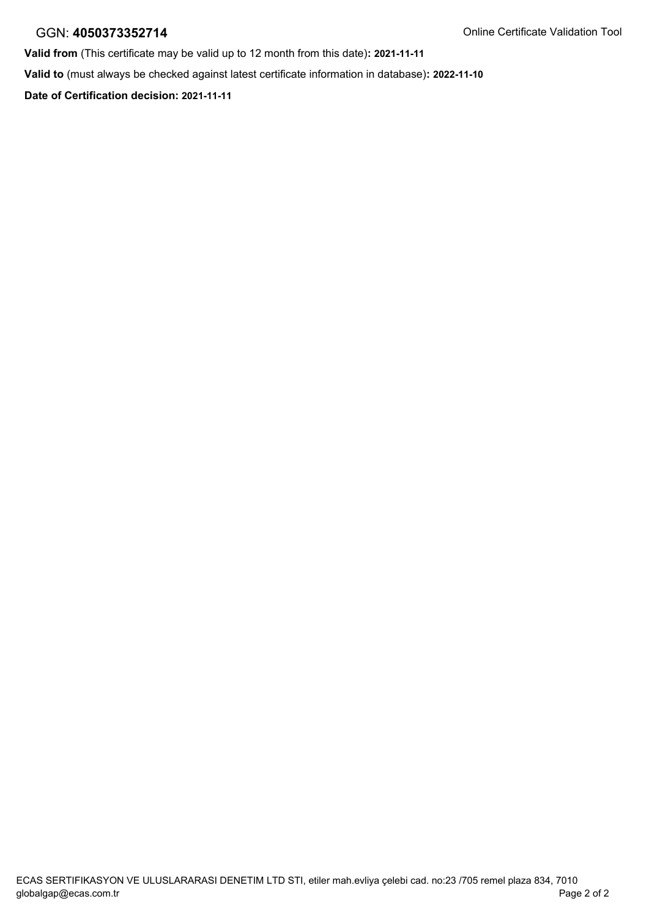**Valid from** (This certificate may be valid up to 12 month from this date)**: 2021-11-11**

**Valid to** (must always be checked against latest certificate information in database)**: 2022-11-10**

**Date of Certification decision: 2021-11-11**